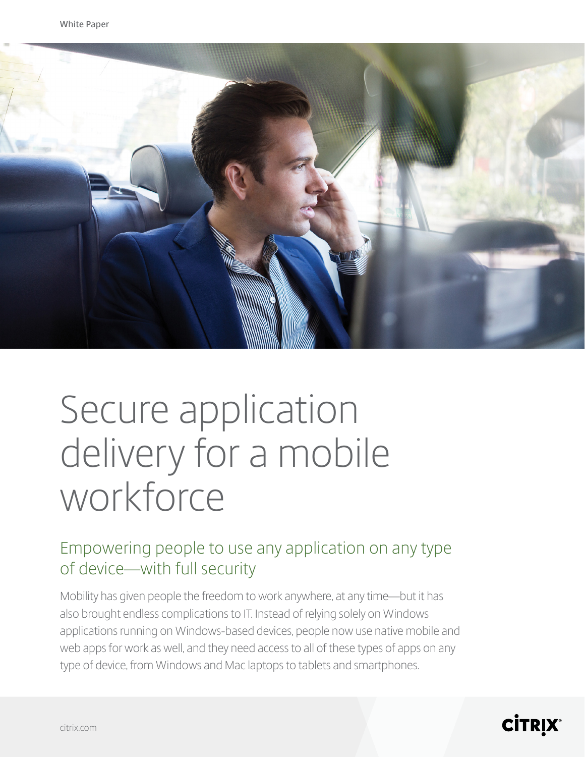White Paper

# Secure application delivery for a mobile workforce

## Empowering people to use any application on any type of device—with full security

Mobility has given people the freedom to work anywhere, at any time—but it has also brought endless complications to IT. Instead of relying solely on Windows applications running on Windows-based devices, people now use native mobile and web apps for work as well, and they need access to all of these types of apps on any type of device, from Windows and Mac laptops to tablets and smartphones.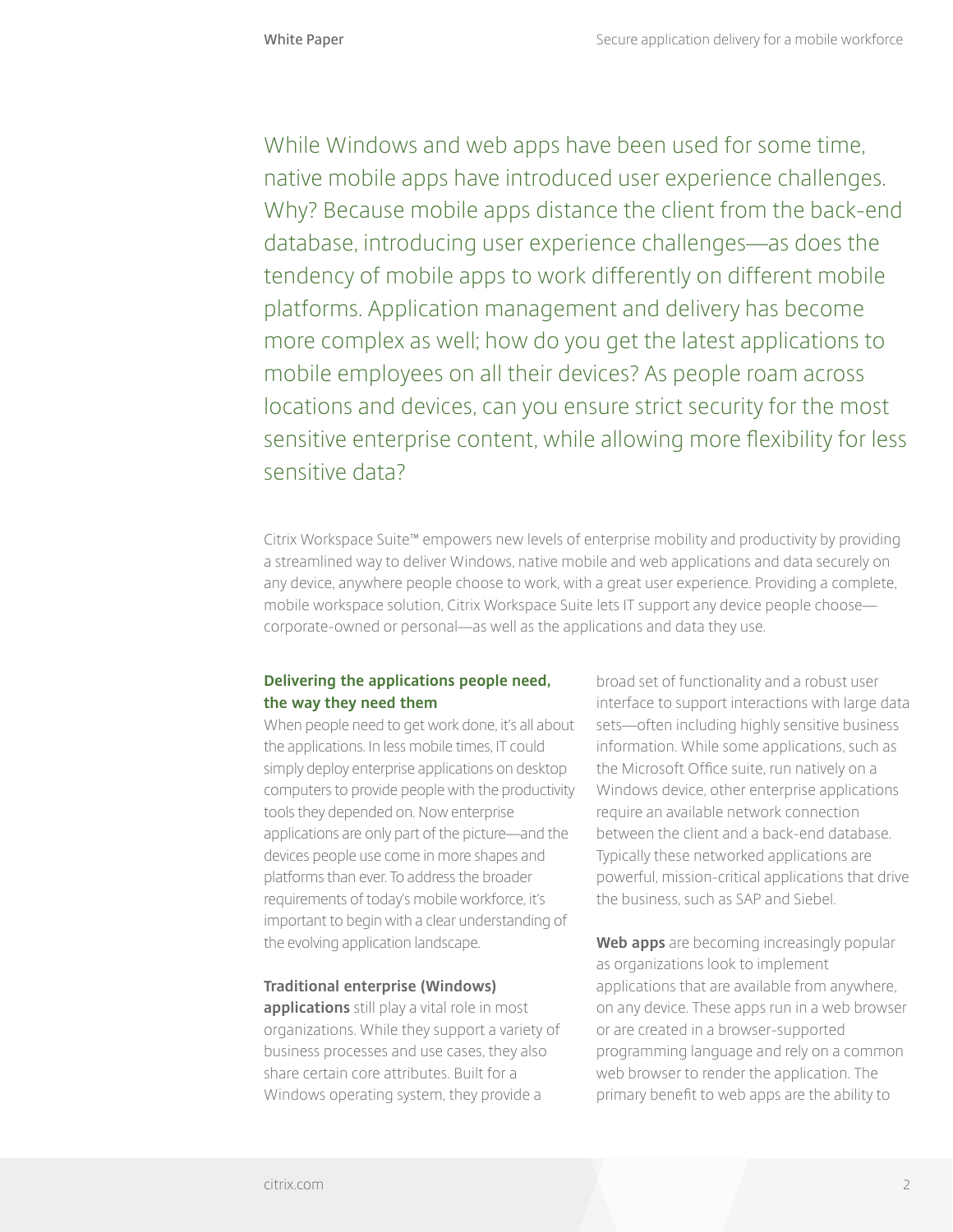While Windows and web apps have been used for some time, native mobile apps have introduced user experience challenges. Why? Because mobile apps distance the client from the back-end database, introducing user experience challenges—as does the tendency of mobile apps to work differently on different mobile platforms. Application management and delivery has become more complex as well; how do you get the latest applications to mobile employees on all their devices? As people roam across locations and devices, can you ensure strict security for the most sensitive enterprise content, while allowing more flexibility for less sensitive data?

Citrix Workspace Suite™ empowers new levels of enterprise mobility and productivity by providing a streamlined way to deliver Windows, native mobile and web applications and data securely on any device, anywhere people choose to work, with a great user experience. Providing a complete, mobile workspace solution, Citrix Workspace Suite lets IT support any device people choose—corporate-owned or personal—as well as the applications and data they use.

### Delivering the applications people need, the way they need them

When people need to get work done, it's all about the applications. In less mobile times, IT could simply deploy enterprise applications on desktop computers to provide people with the productivity tools they depended on. Now enterprise applications are only part of the picture—and the devices people use come in more shapes and platforms than ever. To address the broader requirements of today's mobile workforce, it's important to begin with a clear understanding of the evolving application landscape.

**Traditional enterprise (Windows) applications** still play a vital role in most organizations. While they support a variety of business processes and use cases, they also share certain core attributes. Built for a Windows operating system, they provide a broad set of functionality and a robust user interface to support interactions with large data sets—often including highly sensitive business information. While some applications, such as the Microsoft Office suite, run natively on a Windows device, other enterprise applications require an available network connection between the client and a back-end database. Typically these networked applications are powerful, mission-critical applications that drive the business, such as SAP and Siebel.

**Web apps** are becoming increasingly popular as organizations look to implement applications that are available from anywhere, on any device. These apps run in a web browser or are created in a browser-supported programming language and rely on a common web browser to render the application. The primary benefit to web apps are the ability to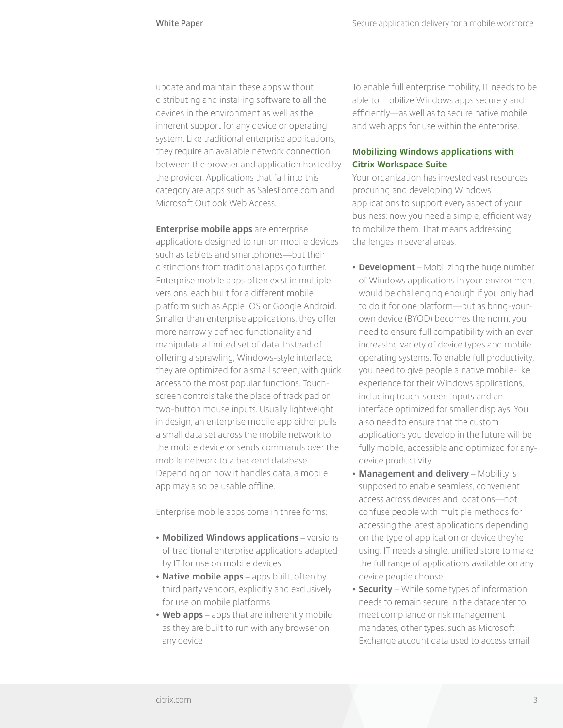update and maintain these apps without distributing and installing software to all the devices in the environment as well as the inherent support for any device or operating system. Like traditional enterprise applications, they require an available network connection between the browser and application hosted by the provider. Applications that fall into this category are apps such as SalesForce.com and Microsoft Outlook Web Access.

**Enterprise mobile apps** are enterprise applications designed to run on mobile devices such as tablets and smartphones—but their distinctions from traditional apps go further. Enterprise mobile apps often exist in multiple versions, each built for a different mobile platform such as Apple iOS or Google Android. Smaller than enterprise applications, they offer more narrowly defined functionality and manipulate a limited set of data. Instead of offering a sprawling, Windows-style interface, they are optimized for a small screen, with quick access to the most popular functions. Touch-screen controls take the place of track pad or two-button mouse inputs. Usually lightweight in design, an enterprise mobile app either pulls a small data set across the mobile network to the mobile device or sends commands over the mobile network to a backend database. Depending on how it handles data, a mobile app may also be usable offline.

Enterprise mobile apps come in three forms:

- **Mobilized Windows applications** – versions of traditional enterprise applications adapted by IT for use on mobile devices
- **Native mobile apps** – apps built, often by third party vendors, explicitly and exclusively for use on mobile platforms
- **Web apps** – apps that are inherently mobile as they are built to run with any browser on any device

To enable full enterprise mobility, IT needs to be able to mobilize Windows apps securely and efficiently—as well as to secure native mobile and web apps for use within the enterprise.

### Mobilizing Windows applications with Citrix Workspace Suite

Your organization has invested vast resources procuring and developing Windows applications to support every aspect of your business; now you need a simple, efficient way to mobilize them. That means addressing challenges in several areas.

- **Development** – Mobilizing the huge number of Windows applications in your environment would be challenging enough if you only had to do it for one platform—but as bring-your-own device (BYOD) becomes the norm, you need to ensure full compatibility with an ever increasing variety of device types and mobile operating systems. To enable full productivity, you need to give people a native mobile-like experience for their Windows applications, including touch-screen inputs and an interface optimized for smaller displays. You also need to ensure that the custom applications you develop in the future will be fully mobile, accessible and optimized for any-device productivity.
- **Management and delivery** – Mobility is supposed to enable seamless, convenient access across devices and locations—not confuse people with multiple methods for accessing the latest applications depending on the type of application or device they're using. IT needs a single, unified store to make the full range of applications available on any device people choose.
- **Security** – While some types of information needs to remain secure in the datacenter to meet compliance or risk management mandates, other types, such as Microsoft Exchange account data used to access email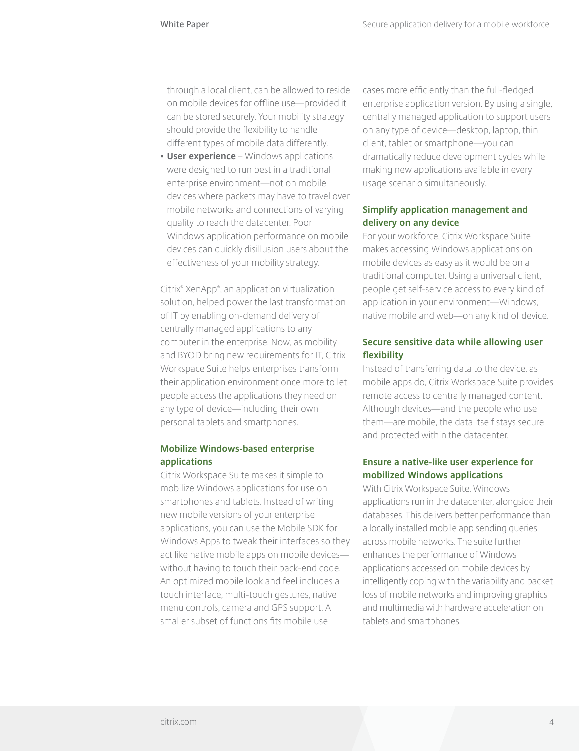through a local client, can be allowed to reside on mobile devices for offline use—provided it can be stored securely. Your mobility strategy should provide the flexibility to handle different types of mobile data differently.

- **User experience** – Windows applications were designed to run best in a traditional enterprise environment—not on mobile devices where packets may have to travel over mobile networks and connections of varying quality to reach the datacenter. Poor Windows application performance on mobile devices can quickly disillusion users about the effectiveness of your mobility strategy.

Citrix® XenApp®, an application virtualization solution, helped power the last transformation of IT by enabling on-demand delivery of centrally managed applications to any computer in the enterprise. Now, as mobility and BYOD bring new requirements for IT, Citrix Workspace Suite helps enterprises transform their application environment once more to let people access the applications they need on any type of device—including their own personal tablets and smartphones.

### Mobilize Windows-based enterprise applications

Citrix Workspace Suite makes it simple to mobilize Windows applications for use on smartphones and tablets. Instead of writing new mobile versions of your enterprise applications, you can use the Mobile SDK for Windows Apps to tweak their interfaces so they act like native mobile apps on mobile devices—without having to touch their back-end code. An optimized mobile look and feel includes a touch interface, multi-touch gestures, native menu controls, camera and GPS support. A smaller subset of functions fits mobile use cases more efficiently than the full-fledged enterprise application version. By using a single, centrally managed application to support users on any type of device—desktop, laptop, thin client, tablet or smartphone—you can dramatically reduce development cycles while making new applications available in every usage scenario simultaneously.

### Simplify application management and delivery on any device

For your workforce, Citrix Workspace Suite makes accessing Windows applications on mobile devices as easy as it would be on a traditional computer. Using a universal client, people get self-service access to every kind of application in your environment—Windows, native mobile and web—on any kind of device.

### Secure sensitive data while allowing user flexibility

Instead of transferring data to the device, as mobile apps do, Citrix Workspace Suite provides remote access to centrally managed content. Although devices—and the people who use them—are mobile, the data itself stays secure and protected within the datacenter.

### Ensure a native-like user experience for mobilized Windows applications

With Citrix Workspace Suite, Windows applications run in the datacenter, alongside their databases. This delivers better performance than a locally installed mobile app sending queries across mobile networks. The suite further enhances the performance of Windows applications accessed on mobile devices by intelligently coping with the variability and packet loss of mobile networks and improving graphics and multimedia with hardware acceleration on tablets and smartphones.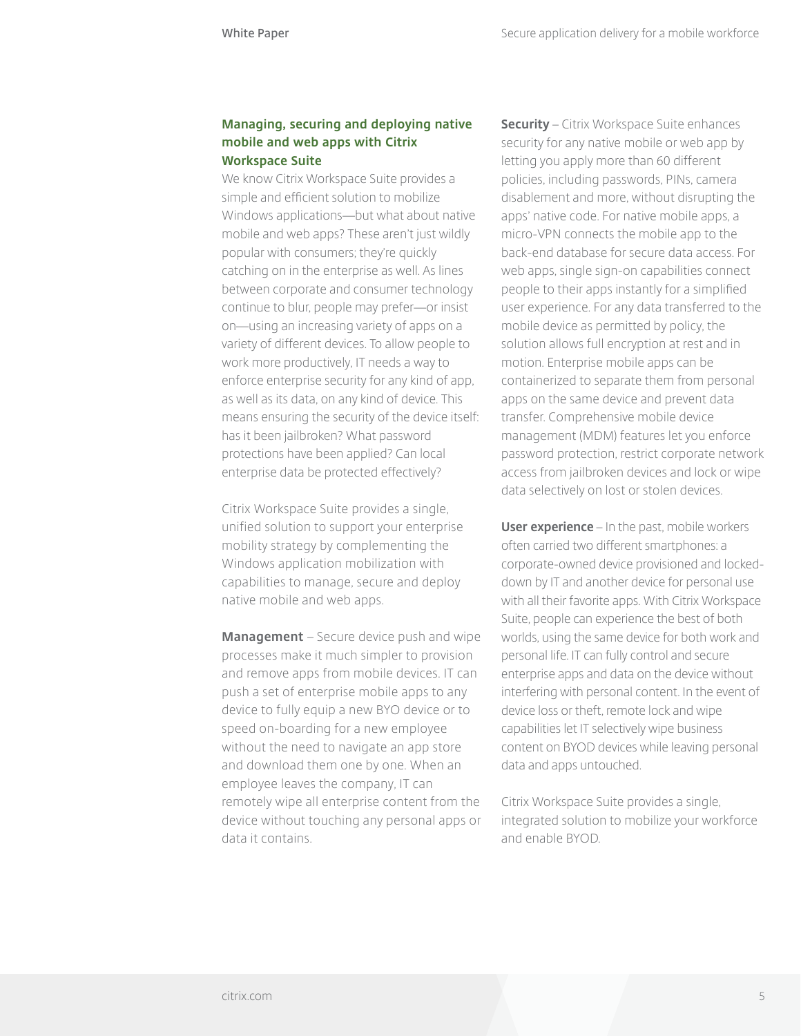### Managing, securing and deploying native mobile and web apps with Citrix Workspace Suite

We know Citrix Workspace Suite provides a simple and efficient solution to mobilize Windows applications—but what about native mobile and web apps? These aren't just wildly popular with consumers; they're quickly catching on in the enterprise as well. As lines between corporate and consumer technology continue to blur, people may prefer—or insist on—using an increasing variety of apps on a variety of different devices. To allow people to work more productively, IT needs a way to enforce enterprise security for any kind of app, as well as its data, on any kind of device. This means ensuring the security of the device itself: has it been jailbroken? What password protections have been applied? Can local enterprise data be protected effectively?

Citrix Workspace Suite provides a single, unified solution to support your enterprise mobility strategy by complementing the Windows application mobilization with capabilities to manage, secure and deploy native mobile and web apps.

**Management** – Secure device push and wipe processes make it much simpler to provision and remove apps from mobile devices. IT can push a set of enterprise mobile apps to any device to fully equip a new BYO device or to speed on-boarding for a new employee without the need to navigate an app store and download them one by one. When an employee leaves the company, IT can remotely wipe all enterprise content from the device without touching any personal apps or data it contains.

**Security** – Citrix Workspace Suite enhances security for any native mobile or web app by letting you apply more than 60 different policies, including passwords, PINs, camera disablement and more, without disrupting the apps' native code. For native mobile apps, a micro-VPN connects the mobile app to the back-end database for secure data access. For web apps, single sign-on capabilities connect people to their apps instantly for a simplified user experience. For any data transferred to the mobile device as permitted by policy, the solution allows full encryption at rest and in motion. Enterprise mobile apps can be containerized to separate them from personal apps on the same device and prevent data transfer. Comprehensive mobile device management (MDM) features let you enforce password protection, restrict corporate network access from jailbroken devices and lock or wipe data selectively on lost or stolen devices.

**User experience** – In the past, mobile workers often carried two different smartphones: a corporate-owned device provisioned and locked-down by IT and another device for personal use with all their favorite apps. With Citrix Workspace Suite, people can experience the best of both worlds, using the same device for both work and personal life. IT can fully control and secure enterprise apps and data on the device without interfering with personal content. In the event of device loss or theft, remote lock and wipe capabilities let IT selectively wipe business content on BYOD devices while leaving personal data and apps untouched.

Citrix Workspace Suite provides a single, integrated solution to mobilize your workforce and enable BYOD.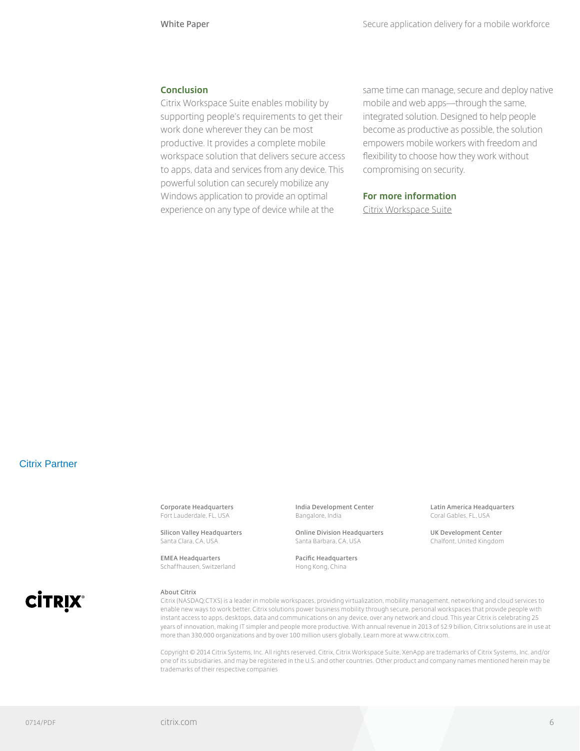## Conclusion

Citrix Workspace Suite enables mobility by supporting people's requirements to get their work done wherever they can be most productive. It provides a complete mobile workspace solution that delivers secure access to apps, data and services from any device. This powerful solution can securely mobilize any Windows application to provide an optimal experience on any type of device while at the same time can manage, secure and deploy native mobile and web apps—through the same, integrated solution. Designed to help people become as productive as possible, the solution empowers mobile workers with freedom and flexibility to choose how they work without compromising on security.

## For more information

Citrix Workspace Suite

Citrix Partner

**Corporate Headquarters**
Fort Lauderdale, FL, USA

**Silicon Valley Headquarters**
Santa Clara, CA, USA

**EMEA Headquarters**
Schaffhausen, Switzerland

**India Development Center**
Bangalore, India

**Online Division Headquarters**
Santa Barbara, CA, USA

**Pacific Headquarters**
Hong Kong, China

**Latin America Headquarters**
Coral Gables, FL, USA

**UK Development Center**
Chalfont, United Kingdom

**About Citrix**

Citrix (NASDAQ:CTXS) is a leader in mobile workspaces, providing virtualization, mobility management, networking and cloud services to enable new ways to work better. Citrix solutions power business mobility through secure, personal workspaces that provide people with instant access to apps, desktops, data and communications on any device, over any network and cloud. This year Citrix is celebrating 25 years of innovation, making IT simpler and people more productive. With annual revenue in 2013 of $2.9 billion, Citrix solutions are in use at more than 330,000 organizations and by over 100 million users globally. Learn more at www.citrix.com.

Copyright © 2014 Citrix Systems, Inc. All rights reserved. Citrix, Citrix Workspace Suite, XenApp are trademarks of Citrix Systems, Inc. and/or one of its subsidiaries, and may be registered in the U.S. and other countries. Other product and company names mentioned herein may be trademarks of their respective companies

0714/PDF

citrix.com